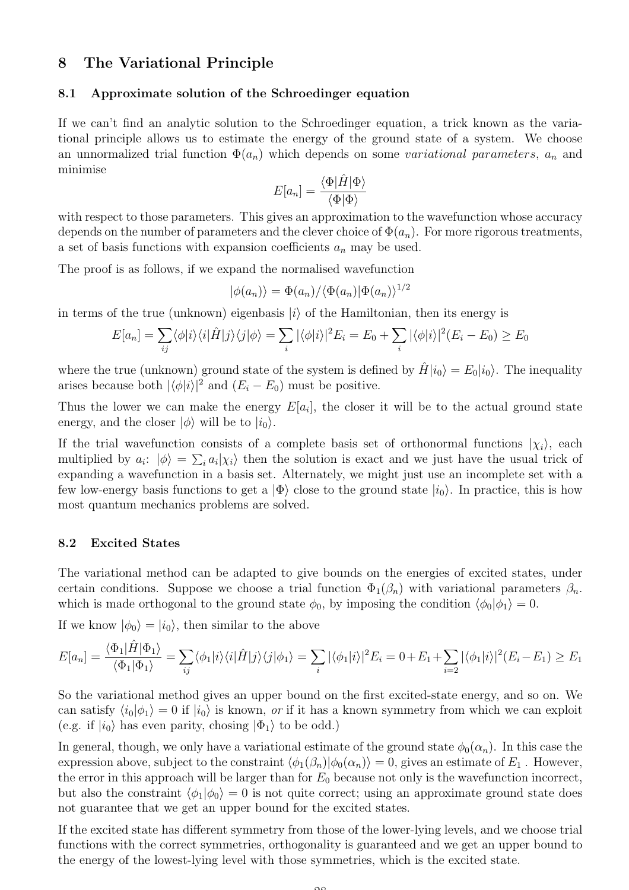# 8 The Variational Principle

## 8.1 Approximate solution of the Schroedinger equation

If we can't find an analytic solution to the Schroedinger equation, a trick known as the variational principle allows us to estimate the energy of the ground state of a system. We choose an unnormalized trial function $\Phi(a_n)$ which depends on some *variational parameters*, $a_n$ and minimise

$$E[a_n] = \frac{\langle \Phi | \hat{H} | \Phi \rangle}{\langle \Phi | \Phi \rangle}$$

with respect to those parameters. This gives an approximation to the wavefunction whose accuracy depends on the number of parameters and the clever choice of $\Phi(a_n)$. For more rigorous treatments, a set of basis functions with expansion coefficients $a_n$ may be used.

The proof is as follows, if we expand the normalised wavefunction

$$|\phi(a_n)\rangle = \Phi(a_n) / \langle \Phi(a_n) | \Phi(a_n) \rangle^{1/2}$$

in terms of the true (unknown) eigenbasis $|i\rangle$ of the Hamiltonian, then its energy is

$$E[a_n] = \sum_{ij} \langle \phi | i \rangle \langle i | \hat{H} | j \rangle \langle j | \phi \rangle = \sum_i |\langle \phi | i \rangle|^2 E_i = E_0 + \sum_i |\langle \phi | i \rangle|^2 (E_i - E_0) \geq E_0$$

where the true (unknown) ground state of the system is defined by $\hat{H}|i_0\rangle = E_0|i_0\rangle$. The inequality arises because both $|\langle \phi | i \rangle|^2$ and $(E_i - E_0)$ must be positive.

Thus the lower we can make the energy $E[a_i]$, the closer it will be to the actual ground state energy, and the closer $|\phi\rangle$ will be to $|i_0\rangle$.

If the trial wavefunction consists of a complete basis set of orthonormal functions $|\chi_i\rangle$, each multiplied by $a_i$: $|\phi\rangle = \sum_i a_i |\chi_i\rangle$ then the solution is exact and we just have the usual trick of expanding a wavefunction in a basis set. Alternately, we might just use an incomplete set with a few low-energy basis functions to get a $|\Phi\rangle$ close to the ground state $|i_0\rangle$. In practice, this is how most quantum mechanics problems are solved.

## 8.2 Excited States

The variational method can be adapted to give bounds on the energies of excited states, under certain conditions. Suppose we choose a trial function $\Phi_1(\beta_n)$ with variational parameters $\beta_n$. which is made orthogonal to the ground state $\phi_0$, by imposing the condition $\langle \phi_0 | \phi_1 \rangle = 0$.

If we know $|\phi_0\rangle = |i_0\rangle$, then similar to the above

$$E[a_n] = \frac{\langle \Phi_1 | \hat{H} | \Phi_1 \rangle}{\langle \Phi_1 | \Phi_1 \rangle} = \sum_{ij} \langle \phi_1 | i \rangle \langle i | \hat{H} | j \rangle \langle j | \phi_1 \rangle = \sum_i |\langle \phi_1 | i \rangle|^2 E_i = 0 + E_1 + \sum_{i=2} |\langle \phi_1 | i \rangle|^2 (E_i - E_1) \geq E_1$$

So the variational method gives an upper bound on the first excited-state energy, and so on. We can satisfy $\langle i_0 | \phi_1 \rangle = 0$ if $|i_0\rangle$ is known, *or* if it has a known symmetry from which we can exploit (e.g. if $|i_0\rangle$ has even parity, chosing $|\Phi_1\rangle$ to be odd.)

In general, though, we only have a variational estimate of the ground state $\phi_0(\alpha_n)$. In this case the expression above, subject to the constraint $\langle \phi_1(\beta_n) | \phi_0(\alpha_n) \rangle = 0$, gives an estimate of $E_1$. However, the error in this approach will be larger than for $E_0$ because not only is the wavefunction incorrect, but also the constraint $\langle \phi_1 | \phi_0 \rangle = 0$ is not quite correct; using an approximate ground state does not guarantee that we get an upper bound for the excited states.

If the excited state has different symmetry from those of the lower-lying levels, and we choose trial functions with the correct symmetries, orthogonality is guaranteed and we get an upper bound to the energy of the lowest-lying level with those symmetries, which is the excited state.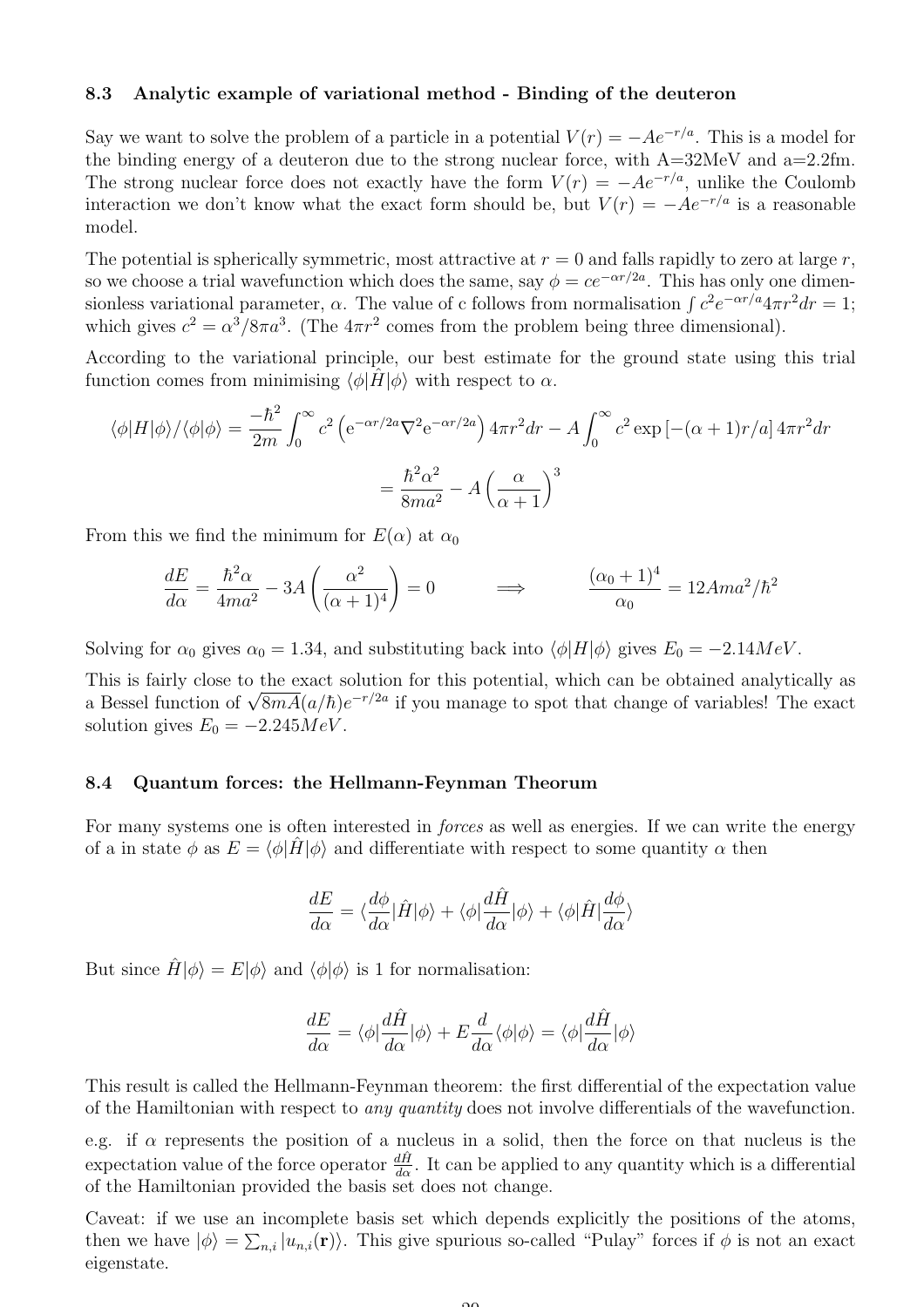### 8.3 Analytic example of variational method - Binding of the deuteron

Say we want to solve the problem of a particle in a potential $V(r) = -Ae^{-r/a}$. This is a model for the binding energy of a deuteron due to the strong nuclear force, with A=32MeV and a=2.2fm. The strong nuclear force does not exactly have the form $V(r) = -Ae^{-r/a}$, unlike the Coulomb interaction we don't know what the exact form should be, but $V(r) = -Ae^{-r/a}$ is a reasonable model.

The potential is spherically symmetric, most attractive at $r = 0$ and falls rapidly to zero at large $r$, so we choose a trial wavefunction which does the same, say $\phi = ce^{-\alpha r/2a}$. This has only one dimensionless variational parameter, $\alpha$. The value of c follows from normalisation $\int c^2 e^{-\alpha r/a} 4\pi r^2 dr = 1$; which gives $c^2 = \alpha^3/8\pi a^3$. (The $4\pi r^2$ comes from the problem being three dimensional).

According to the variational principle, our best estimate for the ground state using this trial function comes from minimising $\langle\phi|\hat{H}|\phi\rangle$ with respect to $\alpha$.

$$\langle\phi|H|\phi\rangle/\langle\phi|\phi\rangle = \frac{-\hbar^2}{2m}\int_0^\infty c^2\left(\mathrm{e}^{-\alpha r/2a}\nabla^2\mathrm{e}^{-\alpha r/2a}\right)4\pi r^2 dr - A\int_0^\infty c^2 \exp\left[-(\alpha+1)r/a\right]4\pi r^2 dr$$

$$= \frac{\hbar^2\alpha^2}{8ma^2} - A\left(\frac{\alpha}{\alpha+1}\right)^3$$

From this we find the minimum for $E(\alpha)$ at $\alpha_0$

$$\frac{dE}{d\alpha} = \frac{\hbar^2\alpha}{4ma^2} - 3A\left(\frac{\alpha^2}{(\alpha+1)^4}\right) = 0 \qquad \Longrightarrow \qquad \frac{(\alpha_0+1)^4}{\alpha_0} = 12Ama^2/\hbar^2$$

Solving for $\alpha_0$ gives $\alpha_0 = 1.34$, and substituting back into $\langle\phi|H|\phi\rangle$ gives $E_0 = -2.14MeV$.

This is fairly close to the exact solution for this potential, which can be obtained analytically as a Bessel function of $\sqrt{8mA}(a/\hbar)e^{-r/2a}$ if you manage to spot that change of variables! The exact solution gives $E_0 = -2.245MeV$.

### 8.4 Quantum forces: the Hellmann-Feynman Theorum

For many systems one is often interested in *forces* as well as energies. If we can write the energy of a in state $\phi$ as $E = \langle\phi|\hat{H}|\phi\rangle$ and differentiate with respect to some quantity $\alpha$ then

$$\frac{dE}{d\alpha} = \langle\frac{d\phi}{d\alpha}|\hat{H}|\phi\rangle + \langle\phi|\frac{d\hat{H}}{d\alpha}|\phi\rangle + \langle\phi|\hat{H}|\frac{d\phi}{d\alpha}\rangle$$

But since $\hat{H}|\phi\rangle = E|\phi\rangle$ and $\langle\phi|\phi\rangle$ is 1 for normalisation:

$$\frac{dE}{d\alpha} = \langle\phi|\frac{d\hat{H}}{d\alpha}|\phi\rangle + E\frac{d}{d\alpha}\langle\phi|\phi\rangle = \langle\phi|\frac{d\hat{H}}{d\alpha}|\phi\rangle$$

This result is called the Hellmann-Feynman theorem: the first differential of the expectation value of the Hamiltonian with respect to *any quantity* does not involve differentials of the wavefunction.

e.g. if $\alpha$ represents the position of a nucleus in a solid, then the force on that nucleus is the expectation value of the force operator $\frac{d\hat{H}}{d\alpha}$. It can be applied to any quantity which is a differential of the Hamiltonian provided the basis set does not change.

Caveat: if we use an incomplete basis set which depends explicitly the positions of the atoms, then we have $|\phi\rangle = \sum_{n,i}|u_{n,i}(\mathbf{r})\rangle$. This give spurious so-called "Pulay" forces if $\phi$ is not an exact eigenstate.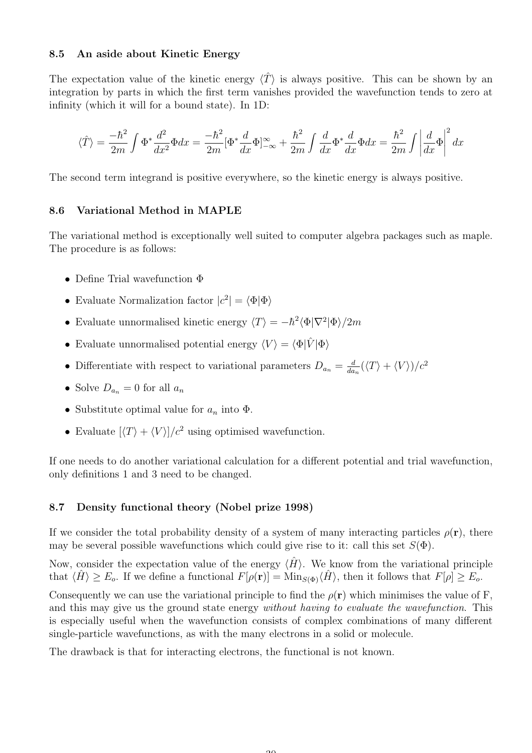### 8.5 An aside about Kinetic Energy

The expectation value of the kinetic energy $\langle \hat{T} \rangle$ is always positive. This can be shown by an integration by parts in which the first term vanishes provided the wavefunction tends to zero at infinity (which it will for a bound state). In 1D:

$$\langle \hat{T} \rangle = \frac{-\hbar^2}{2m} \int \Phi^* \frac{d^2}{dx^2} \Phi dx = \frac{-\hbar^2}{2m} [\Phi^* \frac{d}{dx} \Phi]_{-\infty}^{\infty} + \frac{\hbar^2}{2m} \int \frac{d}{dx} \Phi^* \frac{d}{dx} \Phi dx = \frac{\hbar^2}{2m} \int \left| \frac{d}{dx} \Phi \right|^2 dx$$

The second term integrand is positive everywhere, so the kinetic energy is always positive.

### 8.6 Variational Method in MAPLE

The variational method is exceptionally well suited to computer algebra packages such as maple. The procedure is as follows:

- Define Trial wavefunction $\Phi$
- Evaluate Normalization factor $|c^2| = \langle \Phi | \Phi \rangle$
- Evaluate unnormalised kinetic energy $\langle T \rangle = -\hbar^2 \langle \Phi | \nabla^2 | \Phi \rangle / 2m$
- Evaluate unnormalised potential energy $\langle V \rangle = \langle \Phi | \hat{V} | \Phi \rangle$
- Differentiate with respect to variational parameters $D_{a_n} = \frac{d}{da_n}(\langle T \rangle + \langle V \rangle)/c^2$
- Solve $D_{a_n} = 0$ for all $a_n$
- Substitute optimal value for $a_n$ into $\Phi$.
- Evaluate $[\langle T \rangle + \langle V \rangle]/c^2$ using optimised wavefunction.

If one needs to do another variational calculation for a different potential and trial wavefunction, only definitions 1 and 3 need to be changed.

### 8.7 Density functional theory (Nobel prize 1998)

If we consider the total probability density of a system of many interacting particles $\rho(\mathbf{r})$, there may be several possible wavefunctions which could give rise to it: call this set $S(\Phi)$.

Now, consider the expectation value of the energy $\langle \hat{H} \rangle$. We know from the variational principle that $\langle \hat{H} \rangle \geq E_o$. If we define a functional $F[\rho(\mathbf{r})] = \mathrm{Min}_{S(\Phi)} \langle \hat{H} \rangle$, then it follows that $F[\rho] \geq E_o$.

Consequently we can use the variational principle to find the $\rho(\mathbf{r})$ which minimises the value of F, and this may give us the ground state energy *without having to evaluate the wavefunction*. This is especially useful when the wavefunction consists of complex combinations of many different single-particle wavefunctions, as with the many electrons in a solid or molecule.

The drawback is that for interacting electrons, the functional is not known.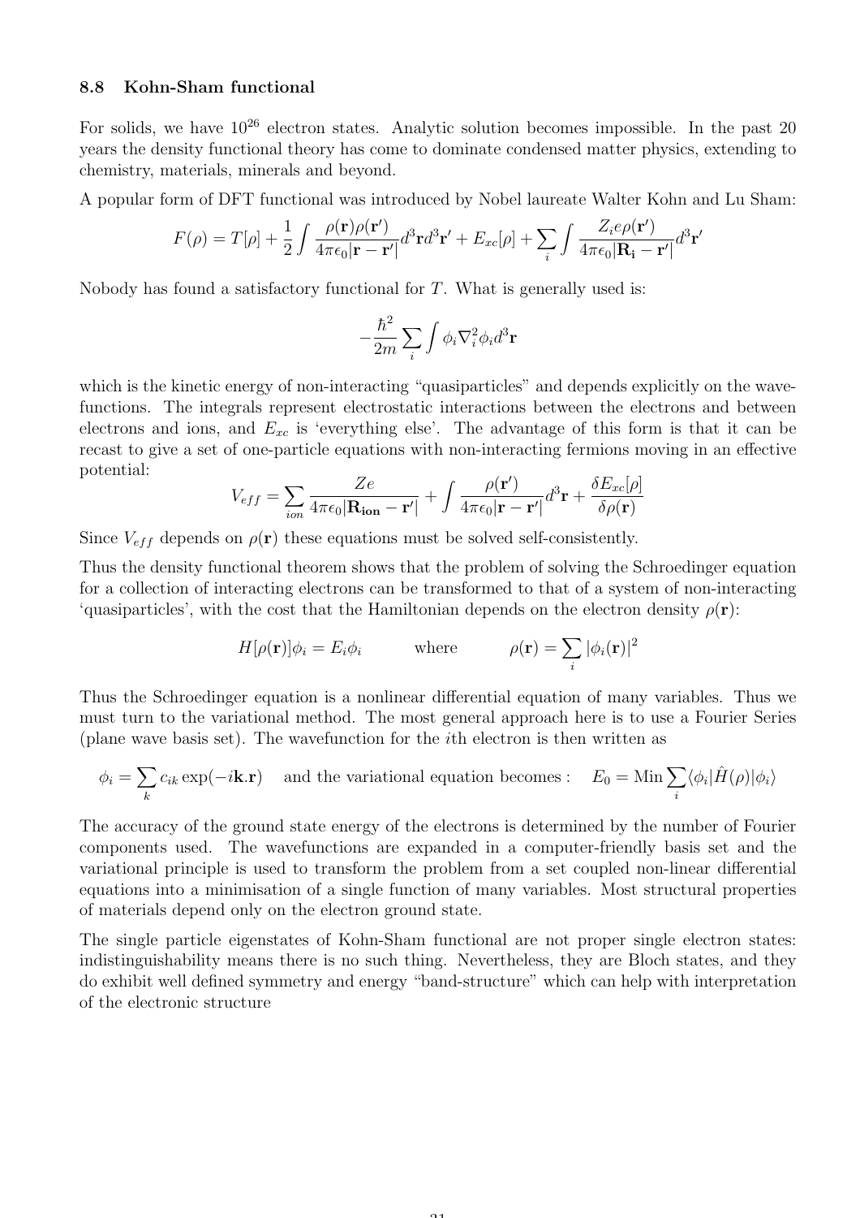### 8.8 Kohn-Sham functional

For solids, we have $10^{26}$ electron states. Analytic solution becomes impossible. In the past 20 years the density functional theory has come to dominate condensed matter physics, extending to chemistry, materials, minerals and beyond.

A popular form of DFT functional was introduced by Nobel laureate Walter Kohn and Lu Sham:

$$F(\rho) = T[\rho] + \frac{1}{2}\int \frac{\rho(\mathbf{r})\rho(\mathbf{r}')}{4\pi\epsilon_0|\mathbf{r}-\mathbf{r}'|}d^3\mathbf{r}d^3\mathbf{r}' + E_{xc}[\rho] + \sum_i \int \frac{Z_i e\rho(\mathbf{r}')}{4\pi\epsilon_0|\mathbf{R_i}-\mathbf{r}'|}d^3\mathbf{r}'$$

Nobody has found a satisfactory functional for $T$. What is generally used is:

$$-\frac{\hbar^2}{2m}\sum_i \int \phi_i \nabla_i^2 \phi_i d^3\mathbf{r}$$

which is the kinetic energy of non-interacting "quasiparticles" and depends explicitly on the wavefunctions. The integrals represent electrostatic interactions between the electrons and between electrons and ions, and $E_{xc}$ is 'everything else'. The advantage of this form is that it can be recast to give a set of one-particle equations with non-interacting fermions moving in an effective potential:

$$V_{eff} = \sum_{ion} \frac{Ze}{4\pi\epsilon_0|\mathbf{R_{ion}}-\mathbf{r}'|} + \int \frac{\rho(\mathbf{r}')}{4\pi\epsilon_0|\mathbf{r}-\mathbf{r}'|}d^3\mathbf{r} + \frac{\delta E_{xc}[\rho]}{\delta\rho(\mathbf{r})}$$

Since $V_{eff}$ depends on $\rho(\mathbf{r})$ these equations must be solved self-consistently.

Thus the density functional theorem shows that the problem of solving the Schroedinger equation for a collection of interacting electrons can be transformed to that of a system of non-interacting 'quasiparticles', with the cost that the Hamiltonian depends on the electron density $\rho(\mathbf{r})$:

$$H[\rho(\mathbf{r})]\phi_i = E_i\phi_i \qquad \text{where} \qquad \rho(\mathbf{r}) = \sum_i |\phi_i(\mathbf{r})|^2$$

Thus the Schroedinger equation is a nonlinear differential equation of many variables. Thus we must turn to the variational method. The most general approach here is to use a Fourier Series (plane wave basis set). The wavefunction for the $i$th electron is then written as

$$\phi_i = \sum_k c_{ik}\exp(-i\mathbf{k}.\mathbf{r}) \quad \text{and the variational equation becomes :} \quad E_0 = \text{Min}\sum_i \langle\phi_i|\hat{H}(\rho)|\phi_i\rangle$$

The accuracy of the ground state energy of the electrons is determined by the number of Fourier components used. The wavefunctions are expanded in a computer-friendly basis set and the variational principle is used to transform the problem from a set coupled non-linear differential equations into a minimisation of a single function of many variables. Most structural properties of materials depend only on the electron ground state.

The single particle eigenstates of Kohn-Sham functional are not proper single electron states: indistinguishability means there is no such thing. Nevertheless, they are Bloch states, and they do exhibit well defined symmetry and energy "band-structure" which can help with interpretation of the electronic structure